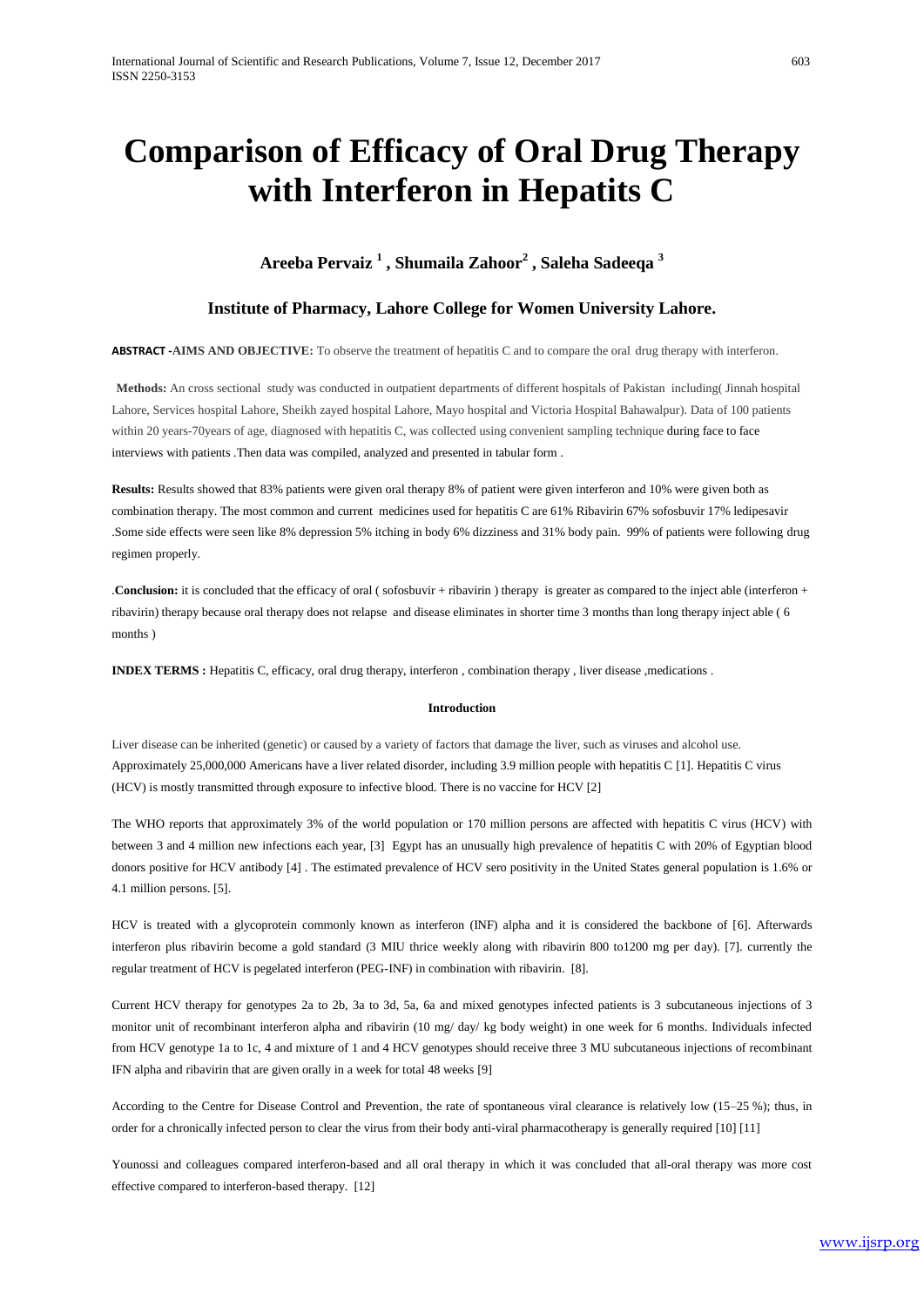# Comparison of Efficacy of Oral Drug Therapy with Interferon in Hepatits C

**Areeba Pervaiz [1] , Shumaila Zahoor[2] , Saleha Sadeeqa [3]**

**Institute of Pharmacy, Lahore College for Women University Lahore.**

**ABSTRACT -AIMS AND OBJECTIVE:** To observe the treatment of hepatitis C and to compare the oral drug therapy with interferon.

**Methods:** An cross sectional study was conducted in outpatient departments of different hospitals of Pakistan including( Jinnah hospital Lahore, Services hospital Lahore, Sheikh zayed hospital Lahore, Mayo hospital and Victoria Hospital Bahawalpur). Data of 100 patients within 20 years-70years of age, diagnosed with hepatitis C, was collected using convenient sampling technique during face to face interviews with patients .Then data was compiled, analyzed and presented in tabular form .

**Results:** Results showed that 83% patients were given oral therapy 8% of patient were given interferon and 10% were given both as combination therapy. The most common and current medicines used for hepatitis C are 61% Ribavirin 67% sofosbuvir 17% ledipesavir .Some side effects were seen like 8% depression 5% itching in body 6% dizziness and 31% body pain. 99% of patients were following drug regimen properly.

.**Conclusion:** it is concluded that the efficacy of oral ( sofosbuvir + ribavirin ) therapy is greater as compared to the inject able (interferon + ribavirin) therapy because oral therapy does not relapse and disease eliminates in shorter time 3 months than long therapy inject able ( 6 months )

**INDEX TERMS :** Hepatitis C, efficacy, oral drug therapy, interferon , combination therapy , liver disease ,medications .

## Introduction

Liver disease can be inherited (genetic) or caused by a variety of factors that damage the liver, such as viruses and alcohol use. Approximately 25,000,000 Americans have a liver related disorder, including 3.9 million people with hepatitis C [1]. Hepatitis C virus (HCV) is mostly transmitted through exposure to infective blood. There is no vaccine for HCV [2]

The WHO reports that approximately 3% of the world population or 170 million persons are affected with hepatitis C virus (HCV) with between 3 and 4 million new infections each year, [3] Egypt has an unusually high prevalence of hepatitis C with 20% of Egyptian blood donors positive for HCV antibody [4] . The estimated prevalence of HCV sero positivity in the United States general population is 1.6% or 4.1 million persons. [5].

HCV is treated with a glycoprotein commonly known as interferon (INF) alpha and it is considered the backbone of [6]. Afterwards interferon plus ribavirin become a gold standard (3 MIU thrice weekly along with ribavirin 800 to1200 mg per day). [7]. currently the regular treatment of HCV is pegelated interferon (PEG-INF) in combination with ribavirin. [8].

Current HCV therapy for genotypes 2a to 2b, 3a to 3d, 5a, 6a and mixed genotypes infected patients is 3 subcutaneous injections of 3 monitor unit of recombinant interferon alpha and ribavirin (10 mg/ day/ kg body weight) in one week for 6 months. Individuals infected from HCV genotype 1a to 1c, 4 and mixture of 1 and 4 HCV genotypes should receive three 3 MU subcutaneous injections of recombinant IFN alpha and ribavirin that are given orally in a week for total 48 weeks [9]

According to the Centre for Disease Control and Prevention, the rate of spontaneous viral clearance is relatively low (15–25 %); thus, in order for a chronically infected person to clear the virus from their body anti-viral pharmacotherapy is generally required [10] [11]

Younossi and colleagues compared interferon-based and all oral therapy in which it was concluded that all-oral therapy was more cost effective compared to interferon-based therapy. [12]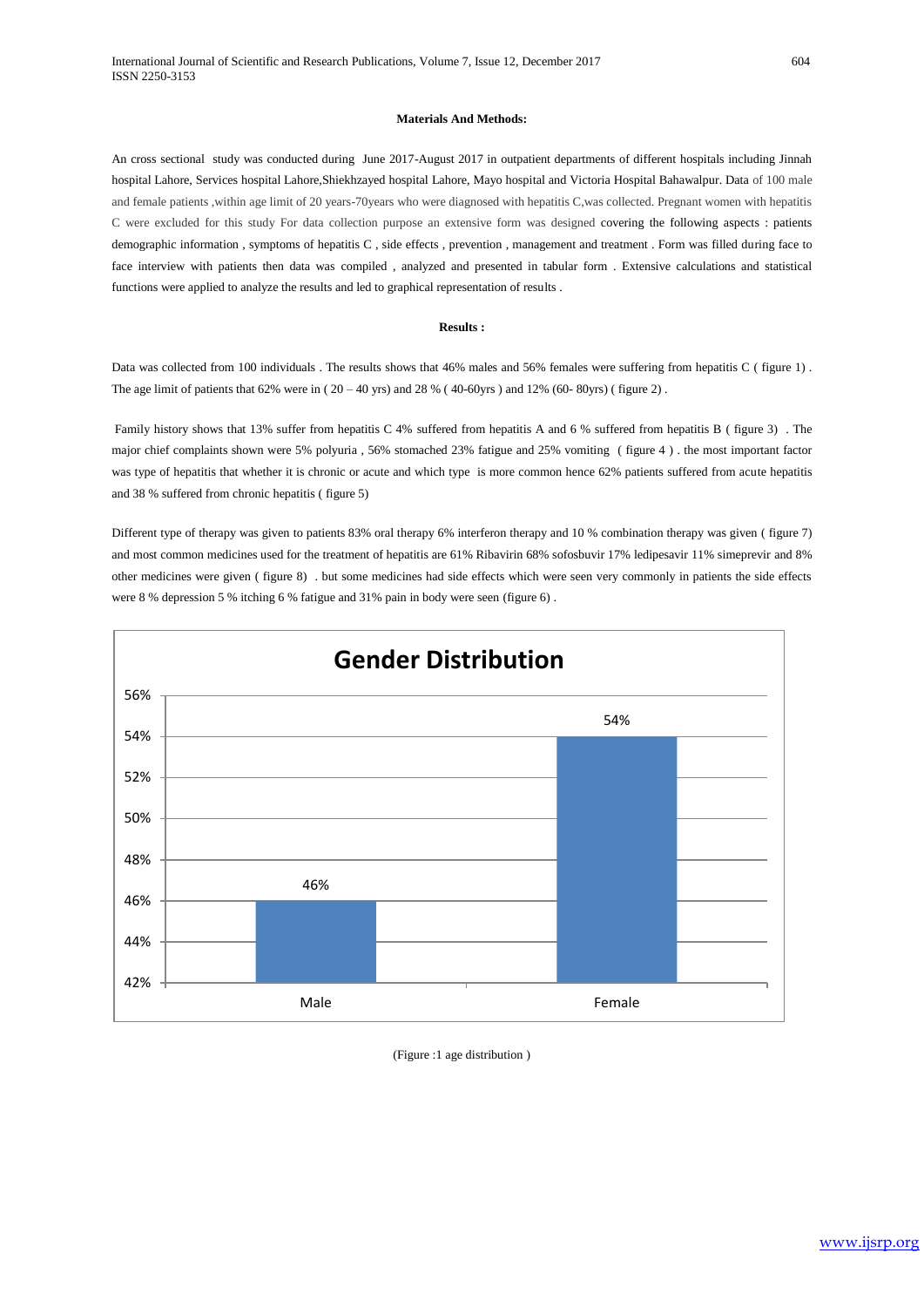**Materials And Methods:**

An cross sectional study was conducted during June 2017-August 2017 in outpatient departments of different hospitals including Jinnah hospital Lahore, Services hospital Lahore,Shiekhzayed hospital Lahore, Mayo hospital and Victoria Hospital Bahawalpur. Data of 100 male and female patients ,within age limit of 20 years-70years who were diagnosed with hepatitis C,was collected. Pregnant women with hepatitis C were excluded for this study For data collection purpose an extensive form was designed covering the following aspects : patients demographic information , symptoms of hepatitis C , side effects , prevention , management and treatment . Form was filled during face to face interview with patients then data was compiled , analyzed and presented in tabular form . Extensive calculations and statistical functions were applied to analyze the results and led to graphical representation of results .

**Results :**

Data was collected from 100 individuals . The results shows that 46% males and 56% females were suffering from hepatitis C ( figure 1) . The age limit of patients that 62% were in ( 20 – 40 yrs) and 28 % ( 40-60yrs ) and 12% (60- 80yrs) ( figure 2) .

Family history shows that 13% suffer from hepatitis C 4% suffered from hepatitis A and 6 % suffered from hepatitis B ( figure 3) . The major chief complaints shown were 5% polyuria , 56% stomached 23% fatigue and 25% vomiting ( figure 4 ) . the most important factor was type of hepatitis that whether it is chronic or acute and which type is more common hence 62% patients suffered from acute hepatitis and 38 % suffered from chronic hepatitis ( figure 5)

Different type of therapy was given to patients 83% oral therapy 6% interferon therapy and 10 % combination therapy was given ( figure 7) and most common medicines used for the treatment of hepatitis are 61% Ribavirin 68% sofosbuvir 17% ledipesavir 11% simeprevir and 8% other medicines were given ( figure 8) . but some medicines had side effects which were seen very commonly in patients the side effects were 8 % depression 5 % itching 6 % fatigue and 31% pain in body were seen (figure 6) .

(Figure :1 age distribution )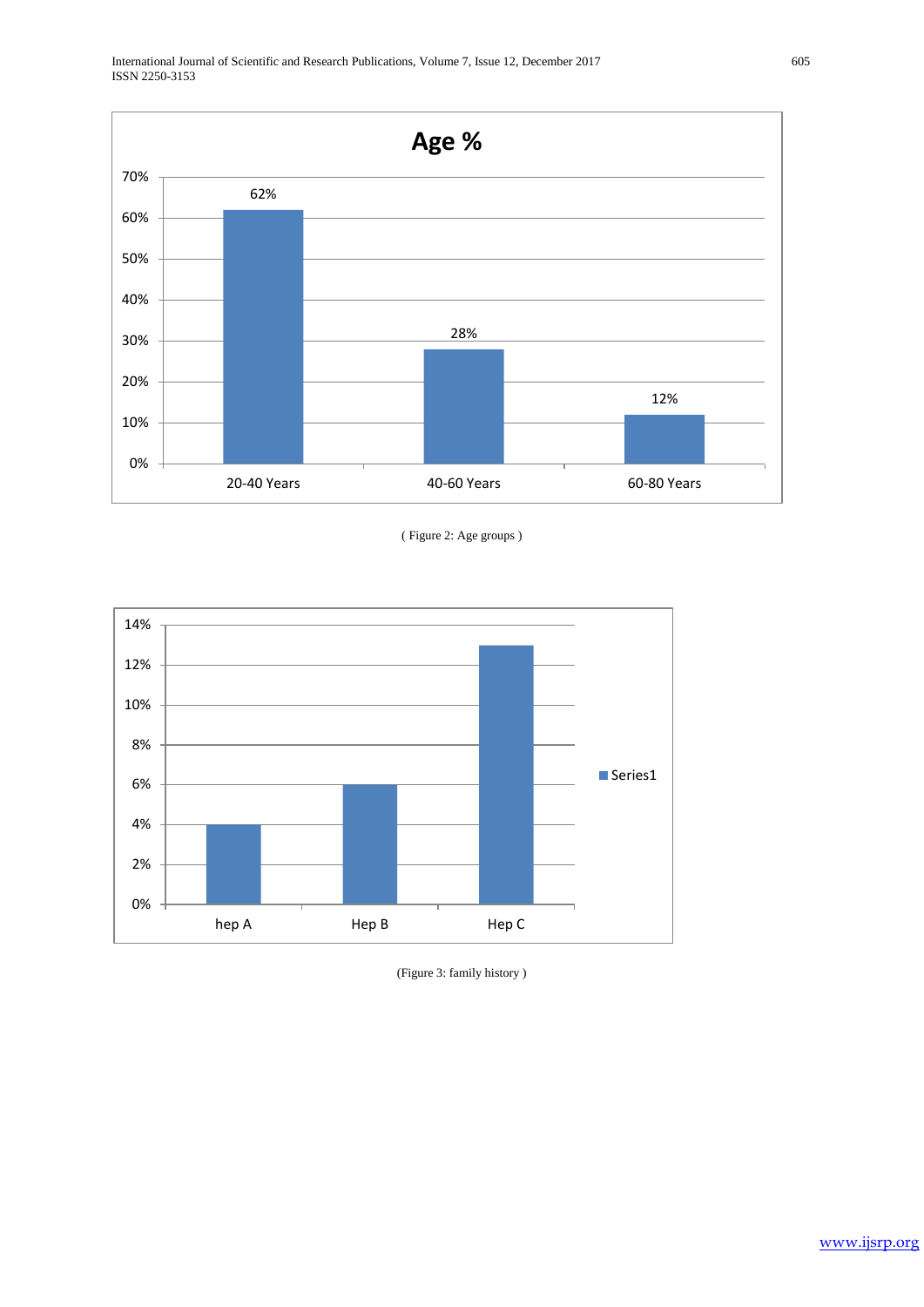**Age %**

| Age group | Percentage |
| --- | --- |
| 20-40 Years | 62% |
| 40-60 Years | 28% |
| 60-80 Years | 12% |

( Figure 2: Age groups )

| | Series1 |
| --- | --- |
| hep A | 4% |
| Hep B | 6% |
| Hep C | 13% |

(Figure 3: family history )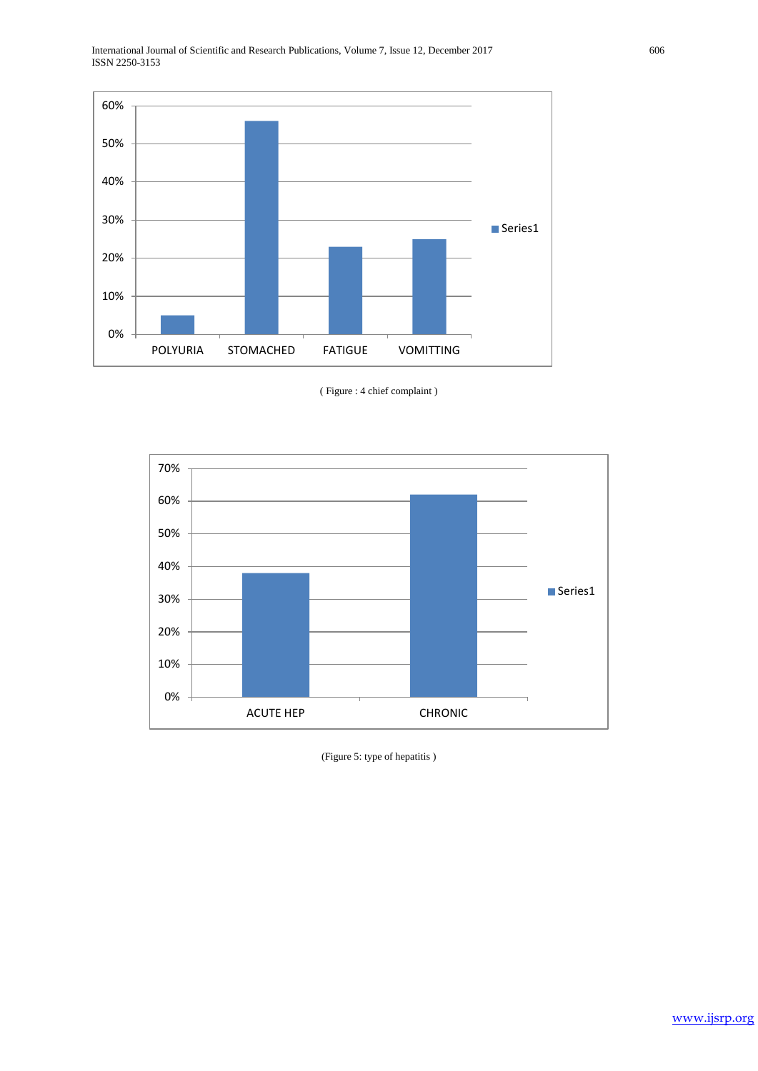( Figure : 4 chief complaint )

(Figure 5: type of hepatitis )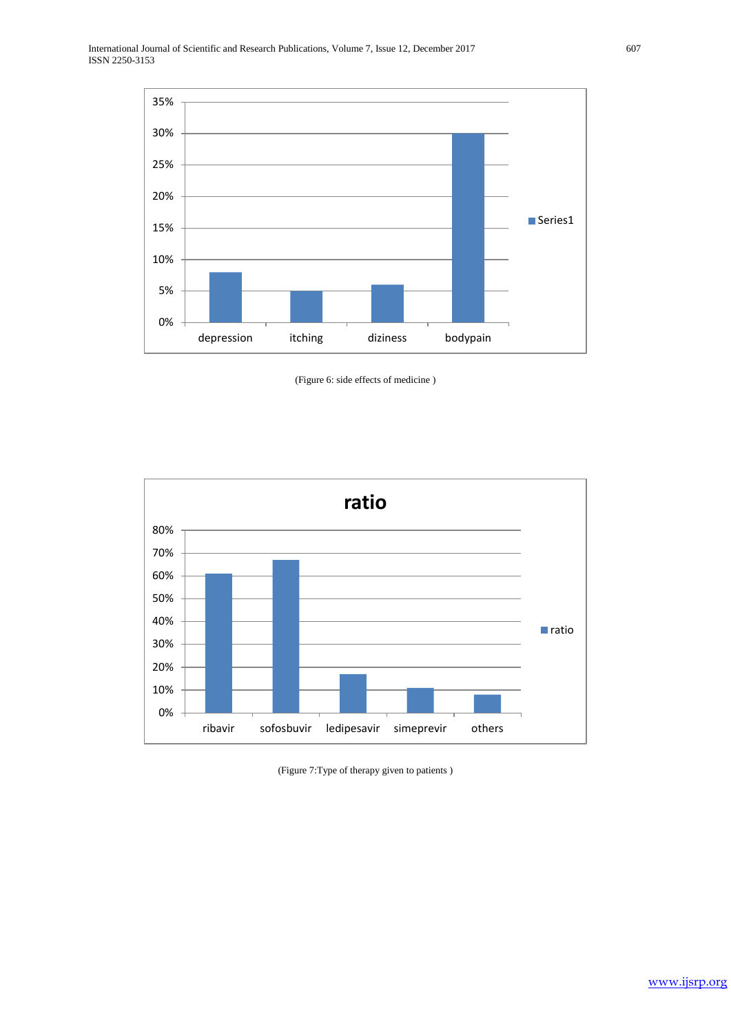(Figure 6: side effects of medicine )

(Figure 7:Type of therapy given to patients )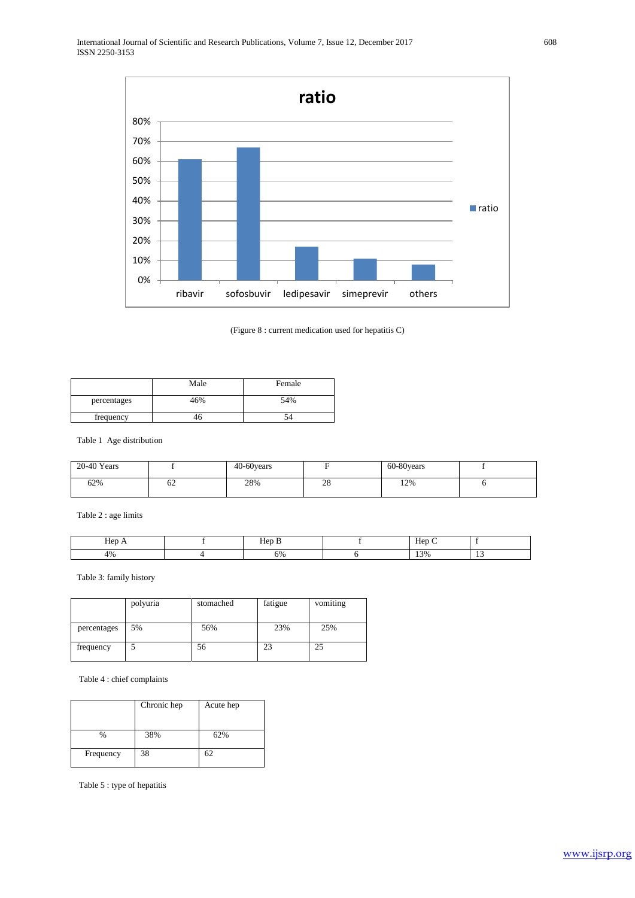(Figure 8 : current medication used for hepatitis C)

| | Male | Female |
|---|---|---|
| percentages | 46% | 54% |
| frequency | 46 | 54 |

Table 1 Age distribution

| 20-40 Years | f | 40-60years | F | 60-80years | f |
|---|---|---|---|---|---|
| 62% | 62 | 28% | 28 | 12% | 6 |

Table 2 : age limits

| Hep A | f | Hep B | f | Hep C | f |
|---|---|---|---|---|---|
| 4% | 4 | 6% | 6 | 13% | 13 |

Table 3: family history

| | polyuria | stomached | fatigue | vomiting |
|---|---|---|---|---|
| percentages | 5% | 56% | 23% | 25% |
| frequency | 5 | 56 | 23 | 25 |

Table 4 : chief complaints

| | Chronic hep | Acute hep |
|---|---|---|
| % | 38% | 62% |
| Frequency | 38 | 62 |

Table 5 : type of hepatitis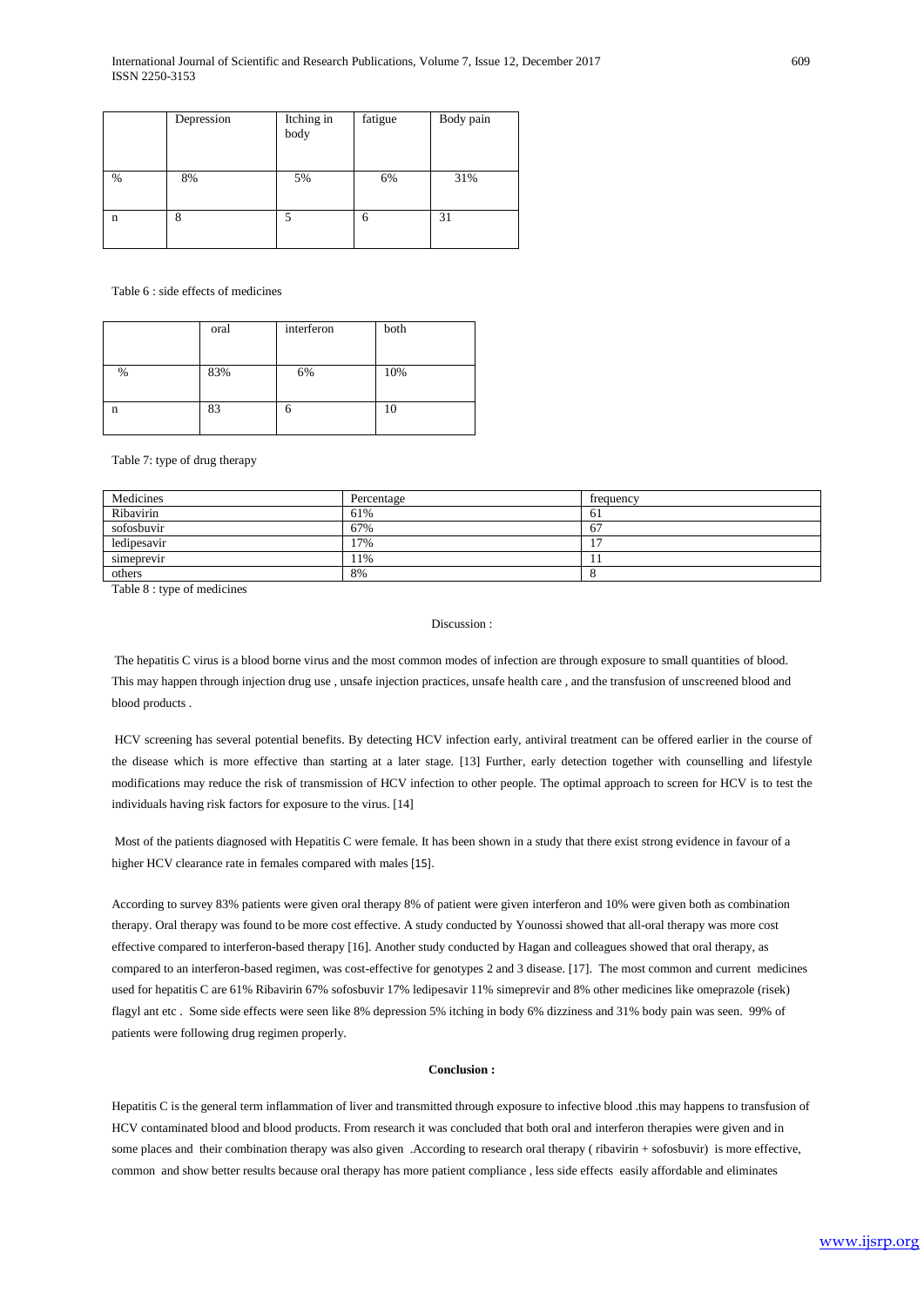|  | Depression | Itching in body | fatigue | Body pain |
|---|---|---|---|---|
| % | 8% | 5% | 6% | 31% |
| n | 8 | 5 | 6 | 31 |

Table 6 : side effects of medicines

|  | oral | interferon | both |
|---|---|---|---|
| % | 83% | 6% | 10% |
| n | 83 | 6 | 10 |

Table 7: type of drug therapy

| Medicines | Percentage | frequency |
|---|---|---|
| Ribavirin | 61% | 61 |
| sofosbuvir | 67% | 67 |
| ledipesavir | 17% | 17 |
| simeprevir | 11% | 11 |
| others | 8% | 8 |

Table 8 : type of medicines

Discussion :

The hepatitis C virus is a blood borne virus and the most common modes of infection are through exposure to small quantities of blood. This may happen through injection drug use , unsafe injection practices, unsafe health care , and the transfusion of unscreened blood and blood products .

HCV screening has several potential benefits. By detecting HCV infection early, antiviral treatment can be offered earlier in the course of the disease which is more effective than starting at a later stage. [13] Further, early detection together with counselling and lifestyle modifications may reduce the risk of transmission of HCV infection to other people. The optimal approach to screen for HCV is to test the individuals having risk factors for exposure to the virus. [14]

Most of the patients diagnosed with Hepatitis C were female. It has been shown in a study that there exist strong evidence in favour of a higher HCV clearance rate in females compared with males [15].

According to survey 83% patients were given oral therapy 8% of patient were given interferon and 10% were given both as combination therapy. Oral therapy was found to be more cost effective. A study conducted by Younossi showed that all-oral therapy was more cost effective compared to interferon-based therapy [16]. Another study conducted by Hagan and colleagues showed that oral therapy, as compared to an interferon-based regimen, was cost-effective for genotypes 2 and 3 disease. [17]. The most common and current medicines used for hepatitis C are 61% Ribavirin 67% sofosbuvir 17% ledipesavir 11% simeprevir and 8% other medicines like omeprazole (risek) flagyl ant etc . Some side effects were seen like 8% depression 5% itching in body 6% dizziness and 31% body pain was seen. 99% of patients were following drug regimen properly.

**Conclusion :**

Hepatitis C is the general term inflammation of liver and transmitted through exposure to infective blood .this may happens to transfusion of HCV contaminated blood and blood products. From research it was concluded that both oral and interferon therapies were given and in some places and their combination therapy was also given .According to research oral therapy ( ribavirin + sofosbuvir) is more effective, common and show better results because oral therapy has more patient compliance , less side effects easily affordable and eliminates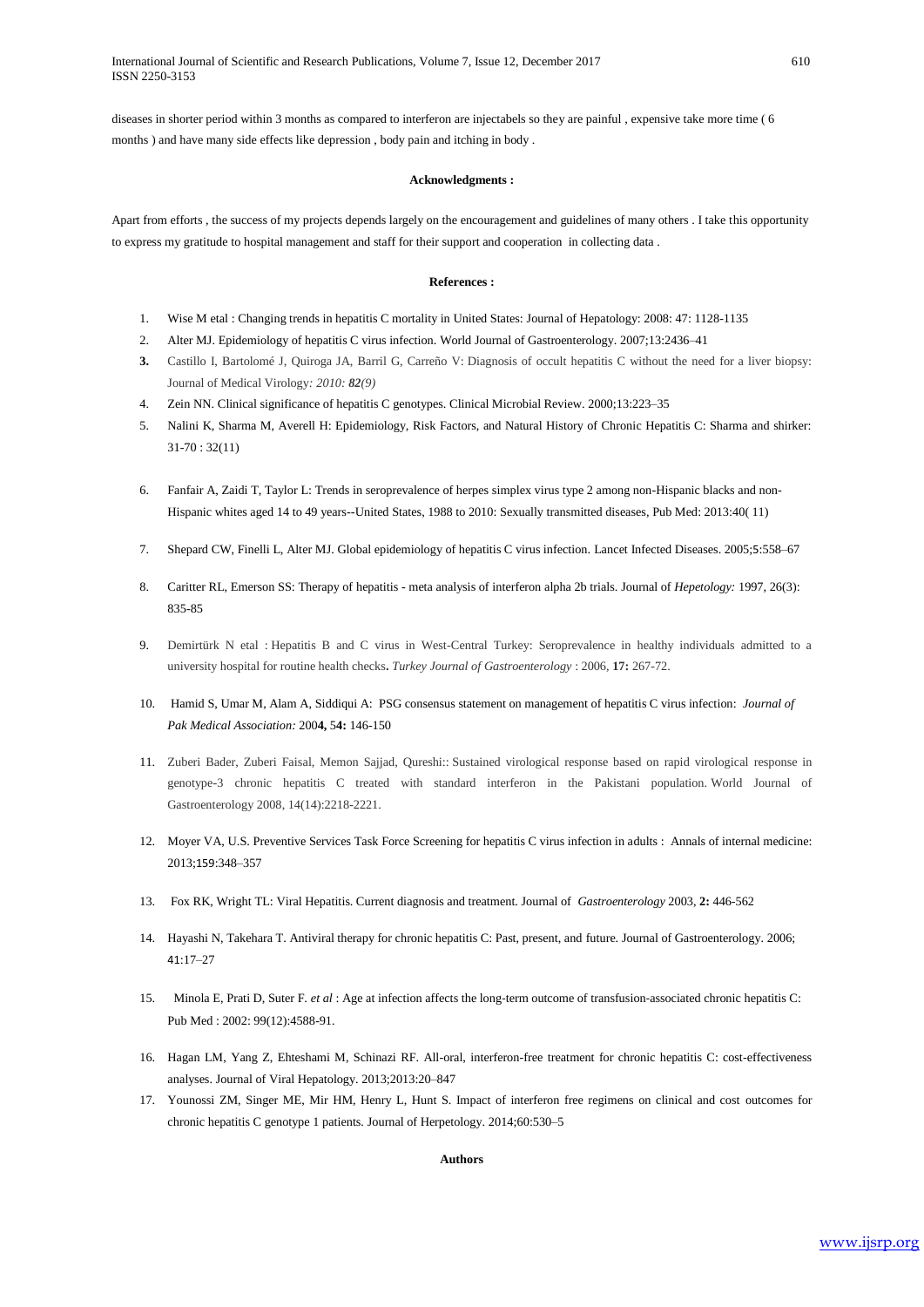diseases in shorter period within 3 months as compared to interferon are injectabels so they are painful , expensive take more time ( 6 months ) and have many side effects like depression , body pain and itching in body .

**Acknowledgments :**

Apart from efforts , the success of my projects depends largely on the encouragement and guidelines of many others . I take this opportunity to express my gratitude to hospital management and staff for their support and cooperation in collecting data .

**References :**

1. Wise M etal : Changing trends in hepatitis C mortality in United States: Journal of Hepatology: 2008: 47: 1128-1135
2. Alter MJ. Epidemiology of hepatitis C virus infection. World Journal of Gastroenterology. 2007;13:2436–41
3. Castillo I, Bartolomé J, Quiroga JA, Barril G, Carreño V: Diagnosis of occult hepatitis C without the need for a liver biopsy: Journal of Medical Virology*: 2010: **82**(9)*
4. Zein NN. Clinical significance of hepatitis C genotypes. Clinical Microbial Review. 2000;13:223–35
5. Nalini K, Sharma M, Averell H: Epidemiology, Risk Factors, and Natural History of Chronic Hepatitis C: Sharma and shirker: 31-70 : 32(11)
6. Fanfair A, Zaidi T, Taylor L: Trends in seroprevalence of herpes simplex virus type 2 among non-Hispanic blacks and non-Hispanic whites aged 14 to 49 years--United States, 1988 to 2010: Sexually transmitted diseases, Pub Med: 2013:40( 11)
7. Shepard CW, Finelli L, Alter MJ. Global epidemiology of hepatitis C virus infection. Lancet Infected Diseases. 2005;5:558–67
8. Caritter RL, Emerson SS: Therapy of hepatitis - meta analysis of interferon alpha 2b trials. Journal of *Hepetology:* 1997, 26(3): 835-85
9. Demirtürk N etal : Hepatitis B and C virus in West-Central Turkey: Seroprevalence in healthy individuals admitted to a university hospital for routine health checks**.** *Turkey Journal of Gastroenterology* : 2006, **17:** 267-72.
10. Hamid S, Umar M, Alam A, Siddiqui A: PSG consensus statement on management of hepatitis C virus infection: *Journal of Pak Medical Association:* 200**4,** 5**4:** 146-150
11. Zuberi Bader, Zuberi Faisal, Memon Sajjad, Qureshi:: Sustained virological response based on rapid virological response in genotype-3 chronic hepatitis C treated with standard interferon in the Pakistani population. World Journal of Gastroenterology 2008, 14(14):2218-2221.
12. Moyer VA, U.S. Preventive Services Task Force Screening for hepatitis C virus infection in adults : Annals of internal medicine: 2013;159:348–357
13. Fox RK, Wright TL: Viral Hepatitis. Current diagnosis and treatment. Journal of *Gastroenterology* 2003, **2:** 446-562
14. Hayashi N, Takehara T. Antiviral therapy for chronic hepatitis C: Past, present, and future. Journal of Gastroenterology. 2006; 41:17–27
15. Minola E, Prati D, Suter F. *et al* : Age at infection affects the long-term outcome of transfusion-associated chronic hepatitis C: Pub Med : 2002: 99(12):4588-91.
16. Hagan LM, Yang Z, Ehteshami M, Schinazi RF. All-oral, interferon-free treatment for chronic hepatitis C: cost-effectiveness analyses. Journal of Viral Hepatology. 2013;2013:20–847
17. Younossi ZM, Singer ME, Mir HM, Henry L, Hunt S. Impact of interferon free regimens on clinical and cost outcomes for chronic hepatitis C genotype 1 patients. Journal of Herpetology. 2014;60:530–5

**Authors**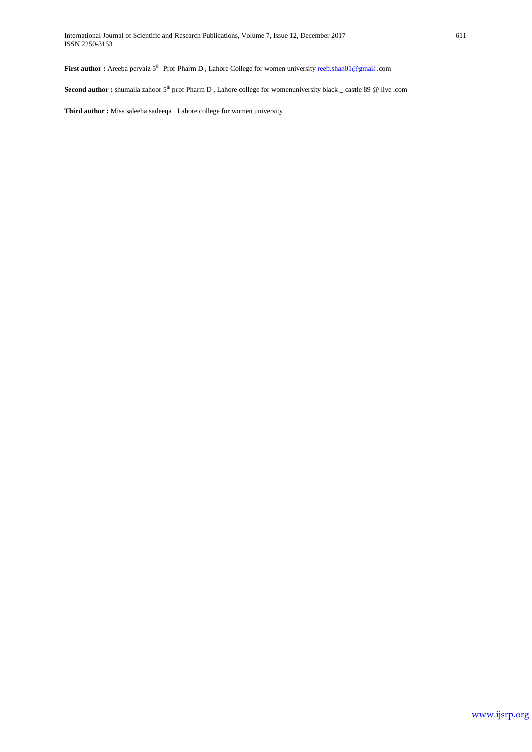**First author :** Areeba pervaiz 5th Prof Pharm D , Lahore College for women university reeb.shah01@gmail .com

**Second author :** shumaila zahoor 5th prof Pharm D , Lahore college for womenuniversity black _ castle 89 @ live .com

**Third author :** Miss saleeha sadeeqa . Lahore college for women university